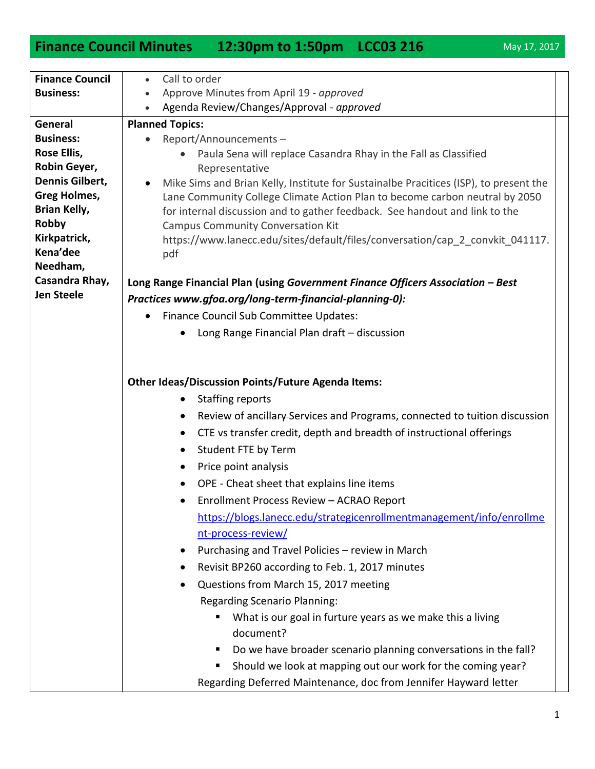# Finance Council Minutes 12:30pm to 1:50pm LCC03 216

May 17, 2017

| | |
|---|---|
| **Finance Council Business:** | • Call to order<br>• Approve Minutes from April 19 - *approved*<br>• Agenda Review/Changes/Approval - *approved* |
| **General Business: Rose Ellis, Robin Geyer, Dennis Gilbert, Greg Holmes, Brian Kelly, Robby Kirkpatrick, Kena'dee Needham, Casandra Rhay, Jen Steele** | **Planned Topics:**<br>• Report/Announcements –<br>  ◦ Paula Sena will replace Casandra Rhay in the Fall as Classified Representative<br>• Mike Sims and Brian Kelly, Institute for Sustainalbe Pracitices (ISP), to present the Lane Community College Climate Action Plan to become carbon neutral by 2050 for internal discussion and to gather feedback. See handout and link to the Campus Community Conversation Kit https://www.lanecc.edu/sites/default/files/conversation/cap_2_convkit_041117.pdf<br><br>**Long Range Financial Plan (using *Government Finance Officers Association – Best Practices www.gfoa.org/long-term-financial-planning-0):***<br>• Finance Council Sub Committee Updates:<br>  ◦ Long Range Financial Plan draft – discussion<br><br>**Other Ideas/Discussion Points/Future Agenda Items:**<br>• Staffing reports<br>• Review of ~~ancillary~~ Services and Programs, connected to tuition discussion<br>• CTE vs transfer credit, depth and breadth of instructional offerings<br>• Student FTE by Term<br>• Price point analysis<br>• OPE - Cheat sheet that explains line items<br>• Enrollment Process Review – ACRAO Report https://blogs.lanecc.edu/strategicenrollmentmanagement/info/enrollment-process-review/<br>• Purchasing and Travel Policies – review in March<br>• Revisit BP260 according to Feb. 1, 2017 minutes<br>• Questions from March 15, 2017 meeting<br>Regarding Scenario Planning:<br>  ▪ What is our goal in furture years as we make this a living document?<br>  ▪ Do we have broader scenario planning conversations in the fall?<br>  ▪ Should we look at mapping out our work for the coming year?<br>Regarding Deferred Maintenance, doc from Jennifer Hayward letter |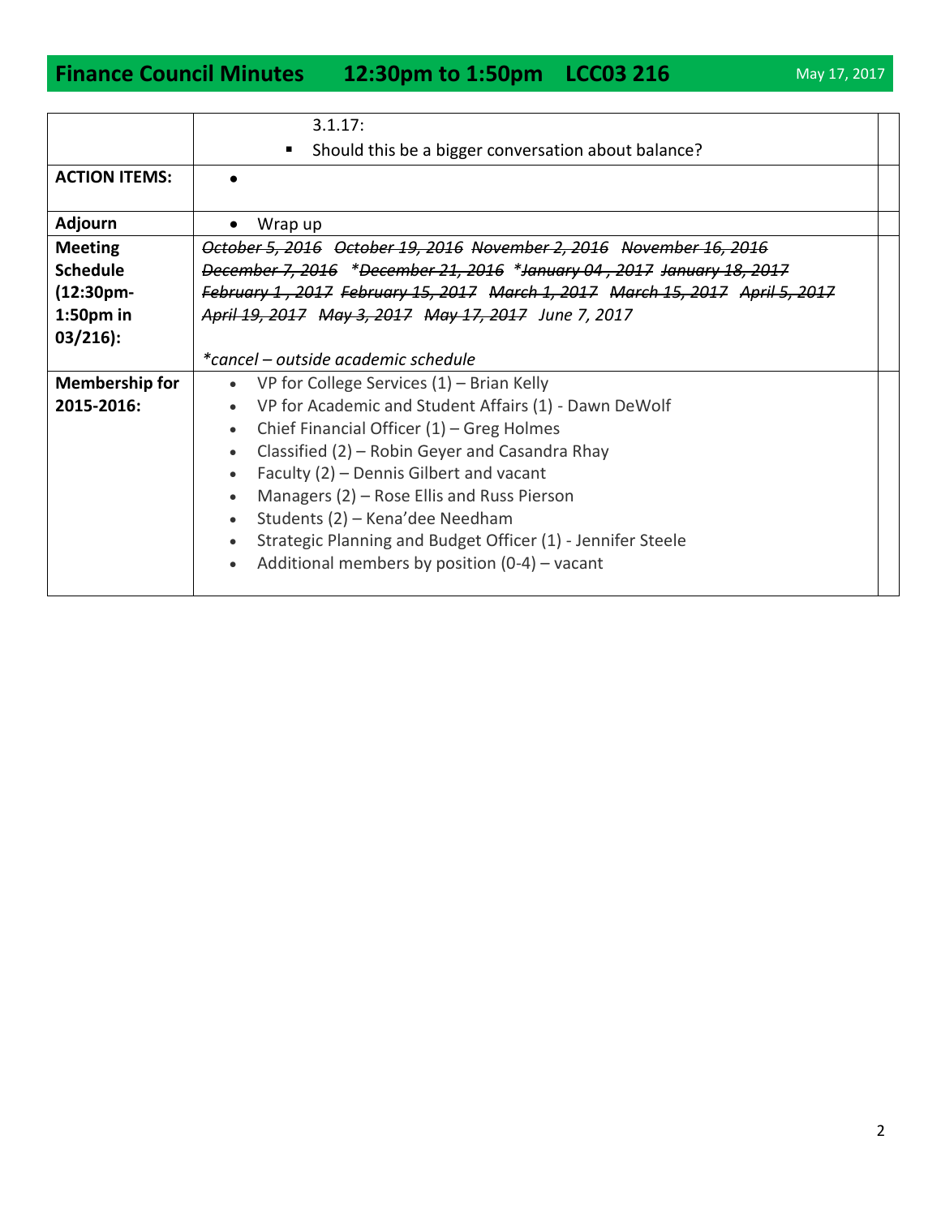## Finance Council Minutes 12:30pm to 1:50pm LCC03 216

May 17, 2017

| | |
|---|---|
| | 3.1.17:<br>▪ Should this be a bigger conversation about balance? |
| **ACTION ITEMS:** | • |
| **Adjourn** | • Wrap up |
| **Meeting Schedule (12:30pm-1:50pm in 03/216):** | *~~October 5, 2016~~ ~~October 19, 2016~~ ~~November 2, 2016~~ ~~November 16, 2016~~ ~~December 7, 2016~~ \*~~December 21, 2016~~ \*~~January 04 , 2017~~ ~~January 18, 2017~~ ~~February 1 , 2017~~ ~~February 15, 2017~~ ~~March 1, 2017~~ ~~March 15, 2017~~ ~~April 5, 2017~~ ~~April 19, 2017~~ ~~May 3, 2017~~ ~~May 17, 2017~~ June 7, 2017*<br><br>*\*cancel – outside academic schedule* |
| **Membership for 2015-2016:** | • VP for College Services (1) – Brian Kelly<br>• VP for Academic and Student Affairs (1) - Dawn DeWolf<br>• Chief Financial Officer (1) – Greg Holmes<br>• Classified (2) – Robin Geyer and Casandra Rhay<br>• Faculty (2) – Dennis Gilbert and vacant<br>• Managers (2) – Rose Ellis and Russ Pierson<br>• Students (2) – Kena'dee Needham<br>• Strategic Planning and Budget Officer (1) - Jennifer Steele<br>• Additional members by position (0-4) – vacant |